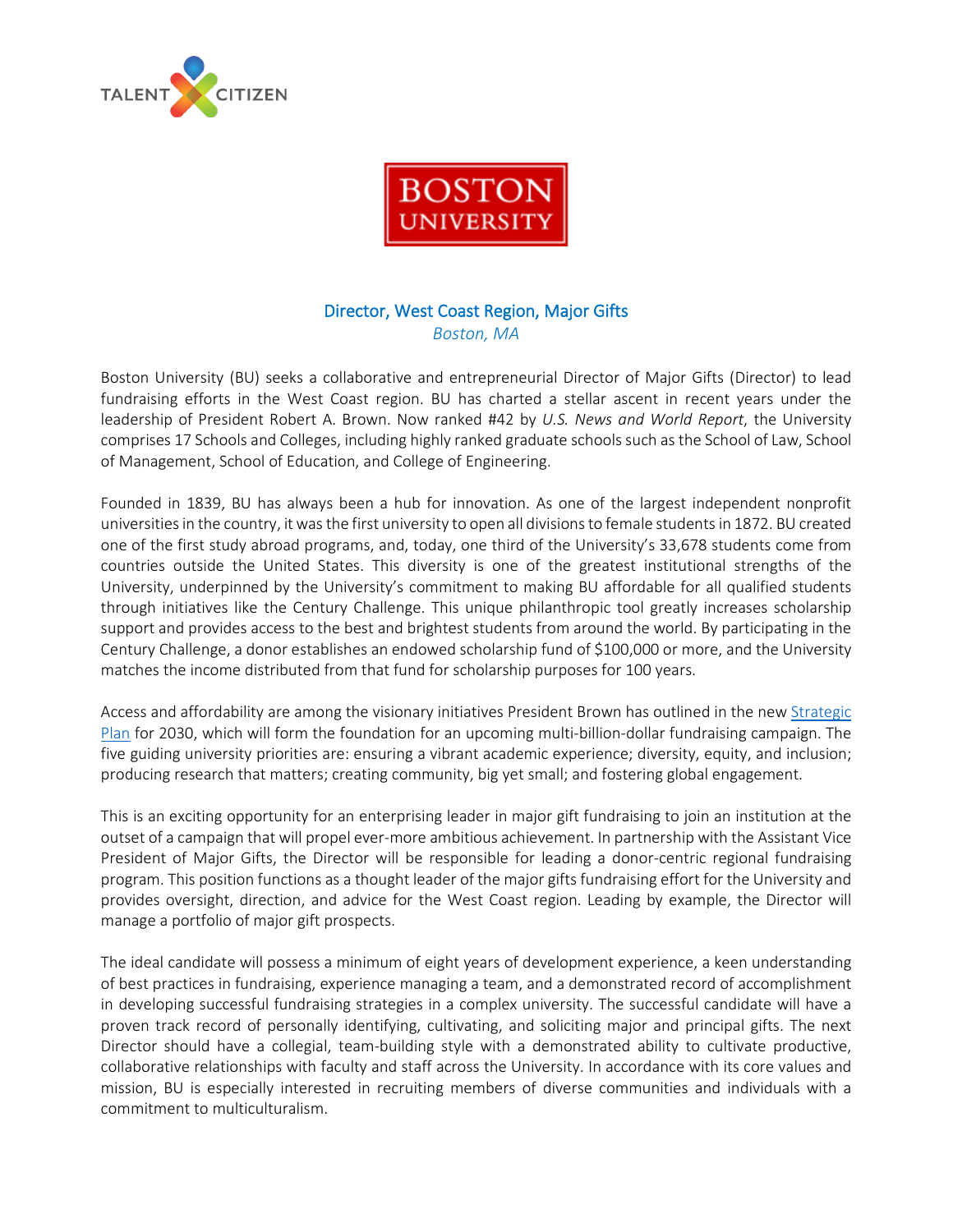# Director, West Coast Region, Major Gifts

*Boston, MA*

Boston University (BU) seeks a collaborative and entrepreneurial Director of Major Gifts (Director) to lead fundraising efforts in the West Coast region. BU has charted a stellar ascent in recent years under the leadership of President Robert A. Brown. Now ranked #42 by *U.S. News and World Report*, the University comprises 17 Schools and Colleges, including highly ranked graduate schools such as the School of Law, School of Management, School of Education, and College of Engineering.

Founded in 1839, BU has always been a hub for innovation. As one of the largest independent nonprofit universities in the country, it was the first university to open all divisions to female students in 1872. BU created one of the first study abroad programs, and, today, one third of the University's 33,678 students come from countries outside the United States. This diversity is one of the greatest institutional strengths of the University, underpinned by the University's commitment to making BU affordable for all qualified students through initiatives like the Century Challenge. This unique philanthropic tool greatly increases scholarship support and provides access to the best and brightest students from around the world. By participating in the Century Challenge, a donor establishes an endowed scholarship fund of $100,000 or more, and the University matches the income distributed from that fund for scholarship purposes for 100 years.

Access and affordability are among the visionary initiatives President Brown has outlined in the new Strategic Plan for 2030, which will form the foundation for an upcoming multi-billion-dollar fundraising campaign. The five guiding university priorities are: ensuring a vibrant academic experience; diversity, equity, and inclusion; producing research that matters; creating community, big yet small; and fostering global engagement.

This is an exciting opportunity for an enterprising leader in major gift fundraising to join an institution at the outset of a campaign that will propel ever-more ambitious achievement. In partnership with the Assistant Vice President of Major Gifts, the Director will be responsible for leading a donor-centric regional fundraising program. This position functions as a thought leader of the major gifts fundraising effort for the University and provides oversight, direction, and advice for the West Coast region. Leading by example, the Director will manage a portfolio of major gift prospects.

The ideal candidate will possess a minimum of eight years of development experience, a keen understanding of best practices in fundraising, experience managing a team, and a demonstrated record of accomplishment in developing successful fundraising strategies in a complex university. The successful candidate will have a proven track record of personally identifying, cultivating, and soliciting major and principal gifts. The next Director should have a collegial, team-building style with a demonstrated ability to cultivate productive, collaborative relationships with faculty and staff across the University. In accordance with its core values and mission, BU is especially interested in recruiting members of diverse communities and individuals with a commitment to multiculturalism.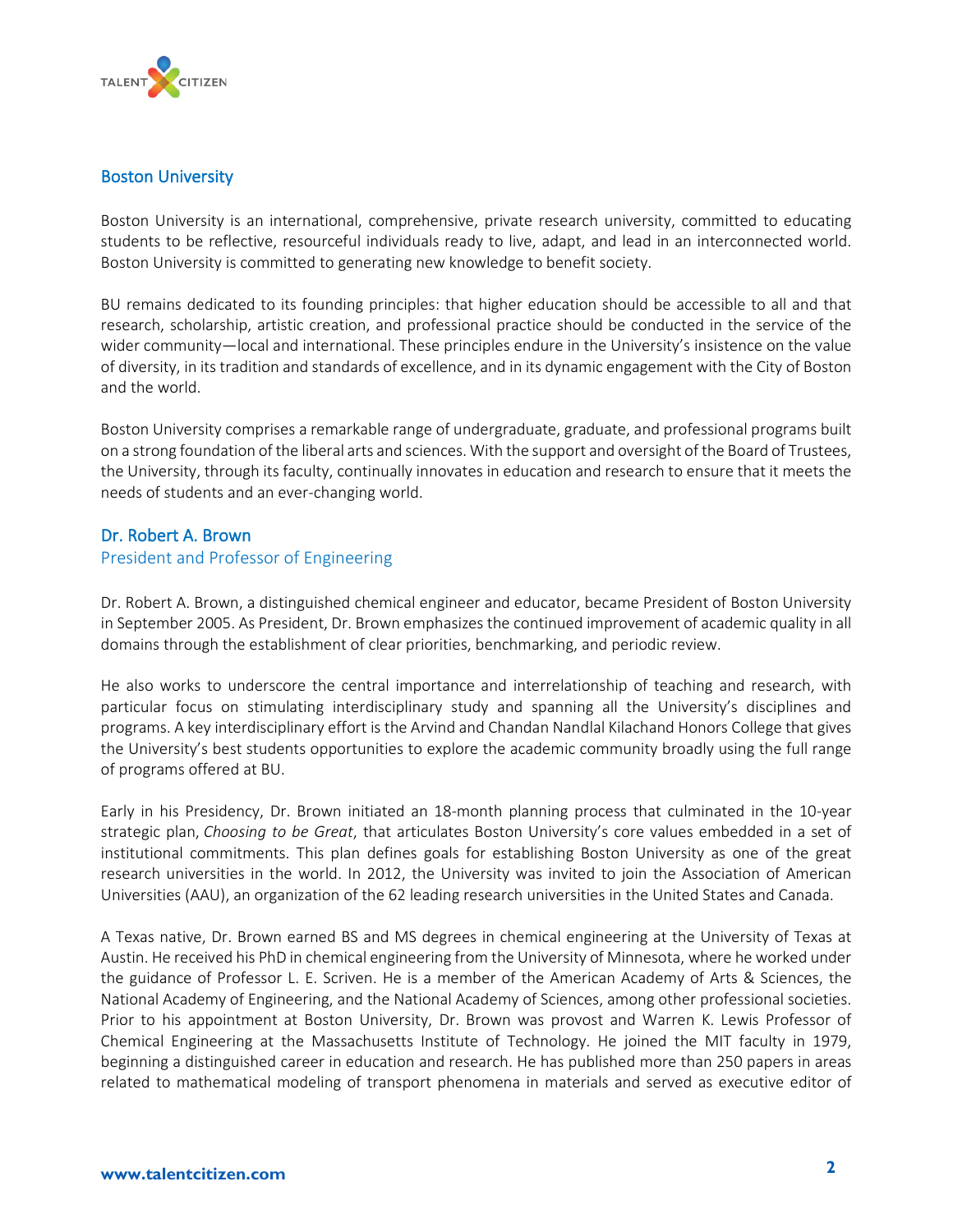## Boston University

Boston University is an international, comprehensive, private research university, committed to educating students to be reflective, resourceful individuals ready to live, adapt, and lead in an interconnected world. Boston University is committed to generating new knowledge to benefit society.

BU remains dedicated to its founding principles: that higher education should be accessible to all and that research, scholarship, artistic creation, and professional practice should be conducted in the service of the wider community—local and international. These principles endure in the University's insistence on the value of diversity, in its tradition and standards of excellence, and in its dynamic engagement with the City of Boston and the world.

Boston University comprises a remarkable range of undergraduate, graduate, and professional programs built on a strong foundation of the liberal arts and sciences. With the support and oversight of the Board of Trustees, the University, through its faculty, continually innovates in education and research to ensure that it meets the needs of students and an ever-changing world.

## Dr. Robert A. Brown

### President and Professor of Engineering

Dr. Robert A. Brown, a distinguished chemical engineer and educator, became President of Boston University in September 2005. As President, Dr. Brown emphasizes the continued improvement of academic quality in all domains through the establishment of clear priorities, benchmarking, and periodic review.

He also works to underscore the central importance and interrelationship of teaching and research, with particular focus on stimulating interdisciplinary study and spanning all the University's disciplines and programs. A key interdisciplinary effort is the Arvind and Chandan Nandlal Kilachand Honors College that gives the University's best students opportunities to explore the academic community broadly using the full range of programs offered at BU.

Early in his Presidency, Dr. Brown initiated an 18-month planning process that culminated in the 10-year strategic plan, *Choosing to be Great*, that articulates Boston University's core values embedded in a set of institutional commitments. This plan defines goals for establishing Boston University as one of the great research universities in the world. In 2012, the University was invited to join the Association of American Universities (AAU), an organization of the 62 leading research universities in the United States and Canada.

A Texas native, Dr. Brown earned BS and MS degrees in chemical engineering at the University of Texas at Austin. He received his PhD in chemical engineering from the University of Minnesota, where he worked under the guidance of Professor L. E. Scriven. He is a member of the American Academy of Arts & Sciences, the National Academy of Engineering, and the National Academy of Sciences, among other professional societies. Prior to his appointment at Boston University, Dr. Brown was provost and Warren K. Lewis Professor of Chemical Engineering at the Massachusetts Institute of Technology. He joined the MIT faculty in 1979, beginning a distinguished career in education and research. He has published more than 250 papers in areas related to mathematical modeling of transport phenomena in materials and served as executive editor of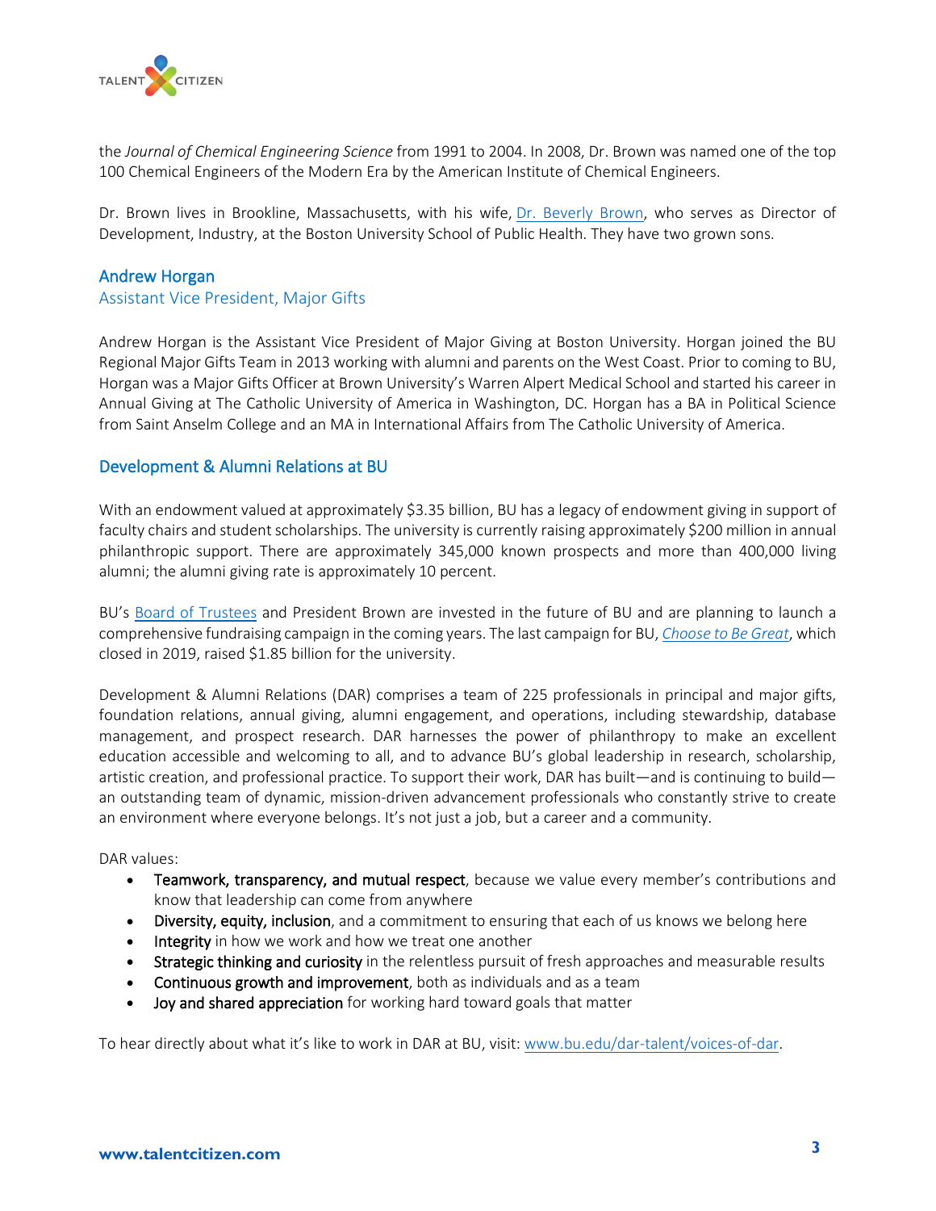the *Journal of Chemical Engineering Science* from 1991 to 2004. In 2008, Dr. Brown was named one of the top 100 Chemical Engineers of the Modern Era by the American Institute of Chemical Engineers.

Dr. Brown lives in Brookline, Massachusetts, with his wife, Dr. Beverly Brown, who serves as Director of Development, Industry, at the Boston University School of Public Health. They have two grown sons.

## Andrew Horgan

### Assistant Vice President, Major Gifts

Andrew Horgan is the Assistant Vice President of Major Giving at Boston University. Horgan joined the BU Regional Major Gifts Team in 2013 working with alumni and parents on the West Coast. Prior to coming to BU, Horgan was a Major Gifts Officer at Brown University's Warren Alpert Medical School and started his career in Annual Giving at The Catholic University of America in Washington, DC. Horgan has a BA in Political Science from Saint Anselm College and an MA in International Affairs from The Catholic University of America.

## Development & Alumni Relations at BU

With an endowment valued at approximately $3.35 billion, BU has a legacy of endowment giving in support of faculty chairs and student scholarships. The university is currently raising approximately $200 million in annual philanthropic support. There are approximately 345,000 known prospects and more than 400,000 living alumni; the alumni giving rate is approximately 10 percent.

BU's Board of Trustees and President Brown are invested in the future of BU and are planning to launch a comprehensive fundraising campaign in the coming years. The last campaign for BU, *Choose to Be Great*, which closed in 2019, raised $1.85 billion for the university.

Development & Alumni Relations (DAR) comprises a team of 225 professionals in principal and major gifts, foundation relations, annual giving, alumni engagement, and operations, including stewardship, database management, and prospect research. DAR harnesses the power of philanthropy to make an excellent education accessible and welcoming to all, and to advance BU's global leadership in research, scholarship, artistic creation, and professional practice. To support their work, DAR has built—and is continuing to build—an outstanding team of dynamic, mission-driven advancement professionals who constantly strive to create an environment where everyone belongs. It's not just a job, but a career and a community.

DAR values:

- **Teamwork, transparency, and mutual respect**, because we value every member's contributions and know that leadership can come from anywhere
- **Diversity, equity, inclusion**, and a commitment to ensuring that each of us knows we belong here
- **Integrity** in how we work and how we treat one another
- **Strategic thinking and curiosity** in the relentless pursuit of fresh approaches and measurable results
- **Continuous growth and improvement**, both as individuals and as a team
- **Joy and shared appreciation** for working hard toward goals that matter

To hear directly about what it's like to work in DAR at BU, visit: www.bu.edu/dar-talent/voices-of-dar.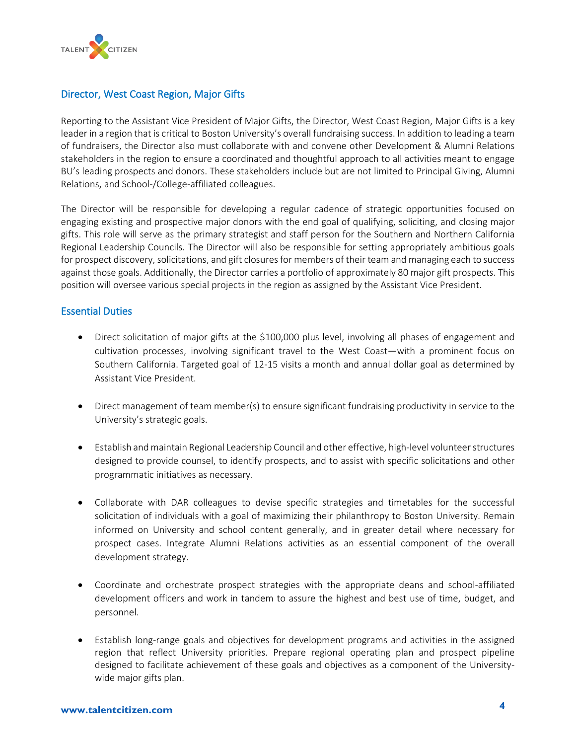## Director, West Coast Region, Major Gifts

Reporting to the Assistant Vice President of Major Gifts, the Director, West Coast Region, Major Gifts is a key leader in a region that is critical to Boston University's overall fundraising success. In addition to leading a team of fundraisers, the Director also must collaborate with and convene other Development & Alumni Relations stakeholders in the region to ensure a coordinated and thoughtful approach to all activities meant to engage BU's leading prospects and donors. These stakeholders include but are not limited to Principal Giving, Alumni Relations, and School-/College-affiliated colleagues.

The Director will be responsible for developing a regular cadence of strategic opportunities focused on engaging existing and prospective major donors with the end goal of qualifying, soliciting, and closing major gifts. This role will serve as the primary strategist and staff person for the Southern and Northern California Regional Leadership Councils. The Director will also be responsible for setting appropriately ambitious goals for prospect discovery, solicitations, and gift closures for members of their team and managing each to success against those goals. Additionally, the Director carries a portfolio of approximately 80 major gift prospects. This position will oversee various special projects in the region as assigned by the Assistant Vice President.

## Essential Duties

- Direct solicitation of major gifts at the $100,000 plus level, involving all phases of engagement and cultivation processes, involving significant travel to the West Coast—with a prominent focus on Southern California. Targeted goal of 12-15 visits a month and annual dollar goal as determined by Assistant Vice President.

- Direct management of team member(s) to ensure significant fundraising productivity in service to the University's strategic goals.

- Establish and maintain Regional Leadership Council and other effective, high-level volunteer structures designed to provide counsel, to identify prospects, and to assist with specific solicitations and other programmatic initiatives as necessary.

- Collaborate with DAR colleagues to devise specific strategies and timetables for the successful solicitation of individuals with a goal of maximizing their philanthropy to Boston University. Remain informed on University and school content generally, and in greater detail where necessary for prospect cases. Integrate Alumni Relations activities as an essential component of the overall development strategy.

- Coordinate and orchestrate prospect strategies with the appropriate deans and school-affiliated development officers and work in tandem to assure the highest and best use of time, budget, and personnel.

- Establish long-range goals and objectives for development programs and activities in the assigned region that reflect University priorities. Prepare regional operating plan and prospect pipeline designed to facilitate achievement of these goals and objectives as a component of the University-wide major gifts plan.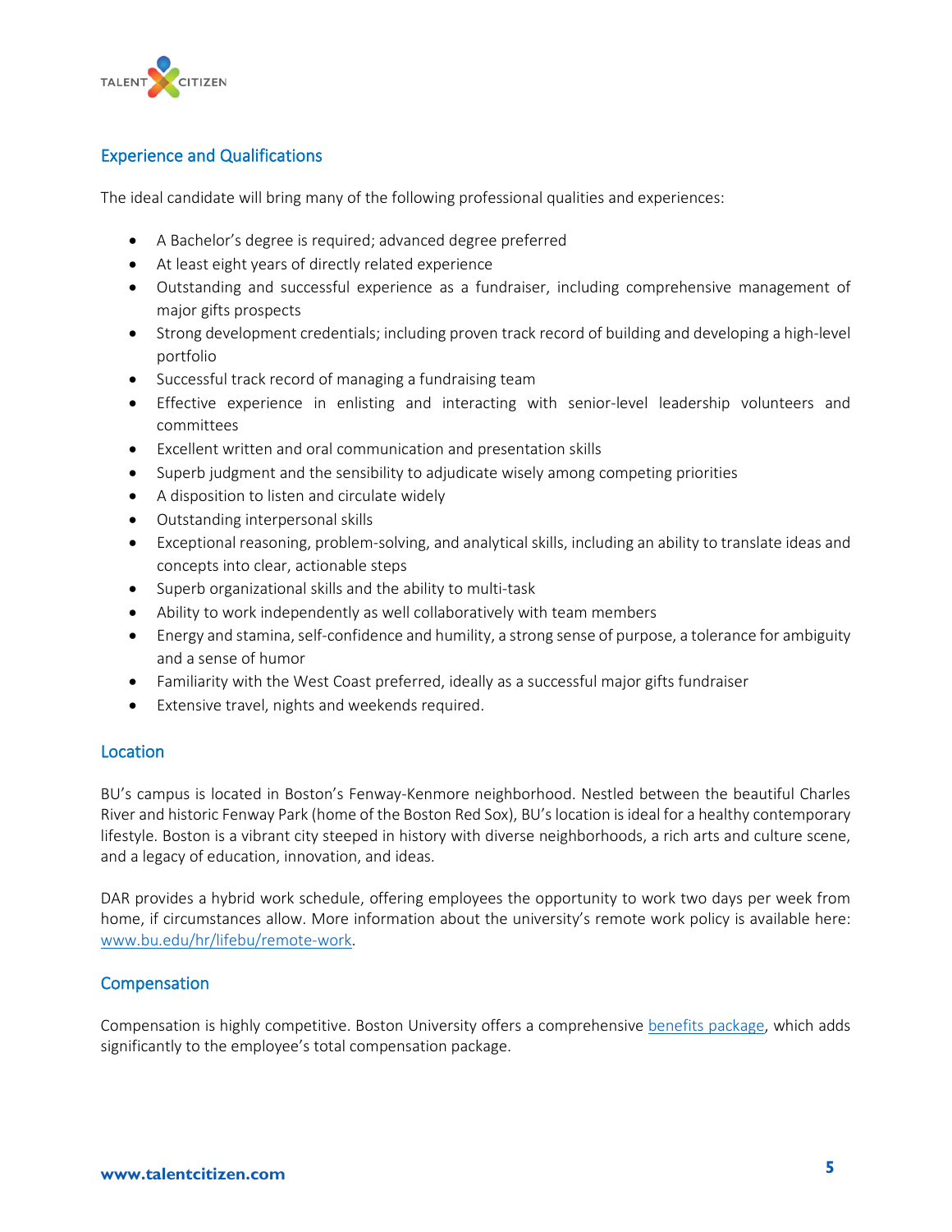## Experience and Qualifications

The ideal candidate will bring many of the following professional qualities and experiences:

- A Bachelor's degree is required; advanced degree preferred
- At least eight years of directly related experience
- Outstanding and successful experience as a fundraiser, including comprehensive management of major gifts prospects
- Strong development credentials; including proven track record of building and developing a high-level portfolio
- Successful track record of managing a fundraising team
- Effective experience in enlisting and interacting with senior-level leadership volunteers and committees
- Excellent written and oral communication and presentation skills
- Superb judgment and the sensibility to adjudicate wisely among competing priorities
- A disposition to listen and circulate widely
- Outstanding interpersonal skills
- Exceptional reasoning, problem-solving, and analytical skills, including an ability to translate ideas and concepts into clear, actionable steps
- Superb organizational skills and the ability to multi-task
- Ability to work independently as well collaboratively with team members
- Energy and stamina, self-confidence and humility, a strong sense of purpose, a tolerance for ambiguity and a sense of humor
- Familiarity with the West Coast preferred, ideally as a successful major gifts fundraiser
- Extensive travel, nights and weekends required.

## Location

BU's campus is located in Boston's Fenway-Kenmore neighborhood. Nestled between the beautiful Charles River and historic Fenway Park (home of the Boston Red Sox), BU's location is ideal for a healthy contemporary lifestyle. Boston is a vibrant city steeped in history with diverse neighborhoods, a rich arts and culture scene, and a legacy of education, innovation, and ideas.

DAR provides a hybrid work schedule, offering employees the opportunity to work two days per week from home, if circumstances allow. More information about the university's remote work policy is available here: [www.bu.edu/hr/lifebu/remote-work](www.bu.edu/hr/lifebu/remote-work).

## Compensation

Compensation is highly competitive. Boston University offers a comprehensive benefits package, which adds significantly to the employee's total compensation package.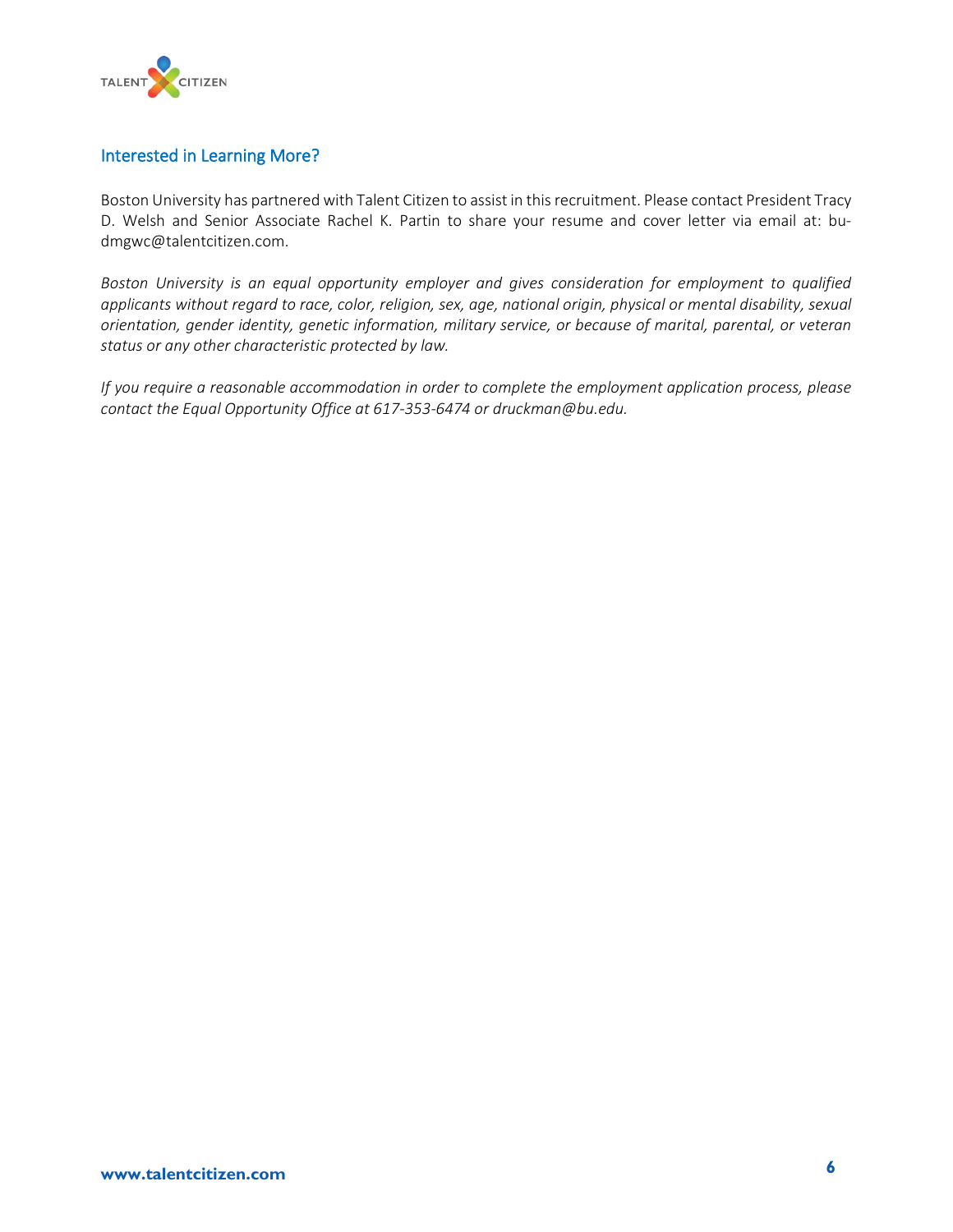## Interested in Learning More?

Boston University has partnered with Talent Citizen to assist in this recruitment. Please contact President Tracy D. Welsh and Senior Associate Rachel K. Partin to share your resume and cover letter via email at: bu-dmgwc@talentcitizen.com.

*Boston University is an equal opportunity employer and gives consideration for employment to qualified applicants without regard to race, color, religion, sex, age, national origin, physical or mental disability, sexual orientation, gender identity, genetic information, military service, or because of marital, parental, or veteran status or any other characteristic protected by law.*

*If you require a reasonable accommodation in order to complete the employment application process, please contact the Equal Opportunity Office at 617-353-6474 or druckman@bu.edu.*